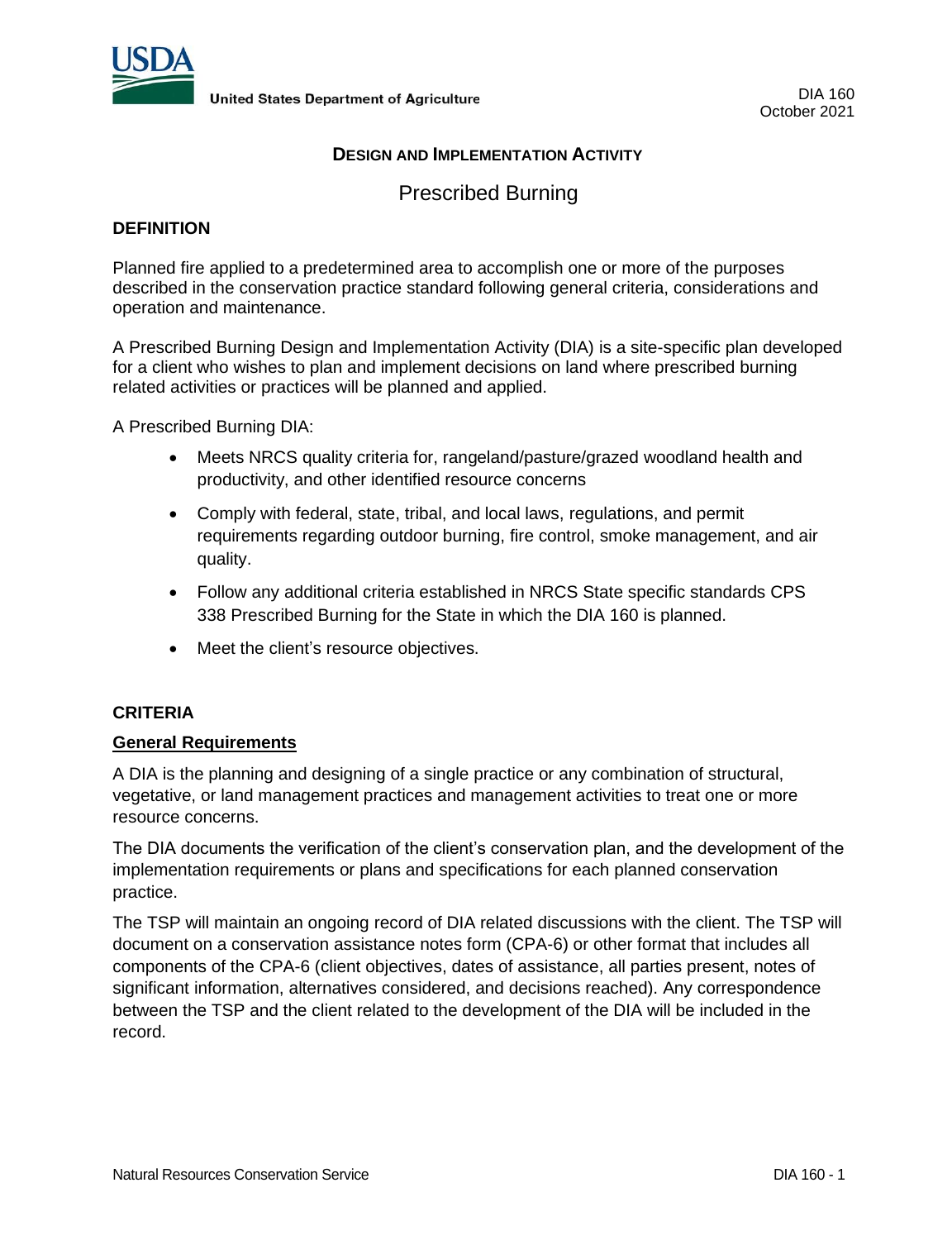United States Department of Agriculture

DIA 160
October 2021

# DESIGN AND IMPLEMENTATION ACTIVITY

## Prescribed Burning

### DEFINITION

Planned fire applied to a predetermined area to accomplish one or more of the purposes described in the conservation practice standard following general criteria, considerations and operation and maintenance.

A Prescribed Burning Design and Implementation Activity (DIA) is a site-specific plan developed for a client who wishes to plan and implement decisions on land where prescribed burning related activities or practices will be planned and applied.

A Prescribed Burning DIA:

- Meets NRCS quality criteria for, rangeland/pasture/grazed woodland health and productivity, and other identified resource concerns
- Comply with federal, state, tribal, and local laws, regulations, and permit requirements regarding outdoor burning, fire control, smoke management, and air quality.
- Follow any additional criteria established in NRCS State specific standards CPS 338 Prescribed Burning for the State in which the DIA 160 is planned.
- Meet the client's resource objectives.

### CRITERIA

**General Requirements**

A DIA is the planning and designing of a single practice or any combination of structural, vegetative, or land management practices and management activities to treat one or more resource concerns.

The DIA documents the verification of the client's conservation plan, and the development of the implementation requirements or plans and specifications for each planned conservation practice.

The TSP will maintain an ongoing record of DIA related discussions with the client. The TSP will document on a conservation assistance notes form (CPA-6) or other format that includes all components of the CPA-6 (client objectives, dates of assistance, all parties present, notes of significant information, alternatives considered, and decisions reached). Any correspondence between the TSP and the client related to the development of the DIA will be included in the record.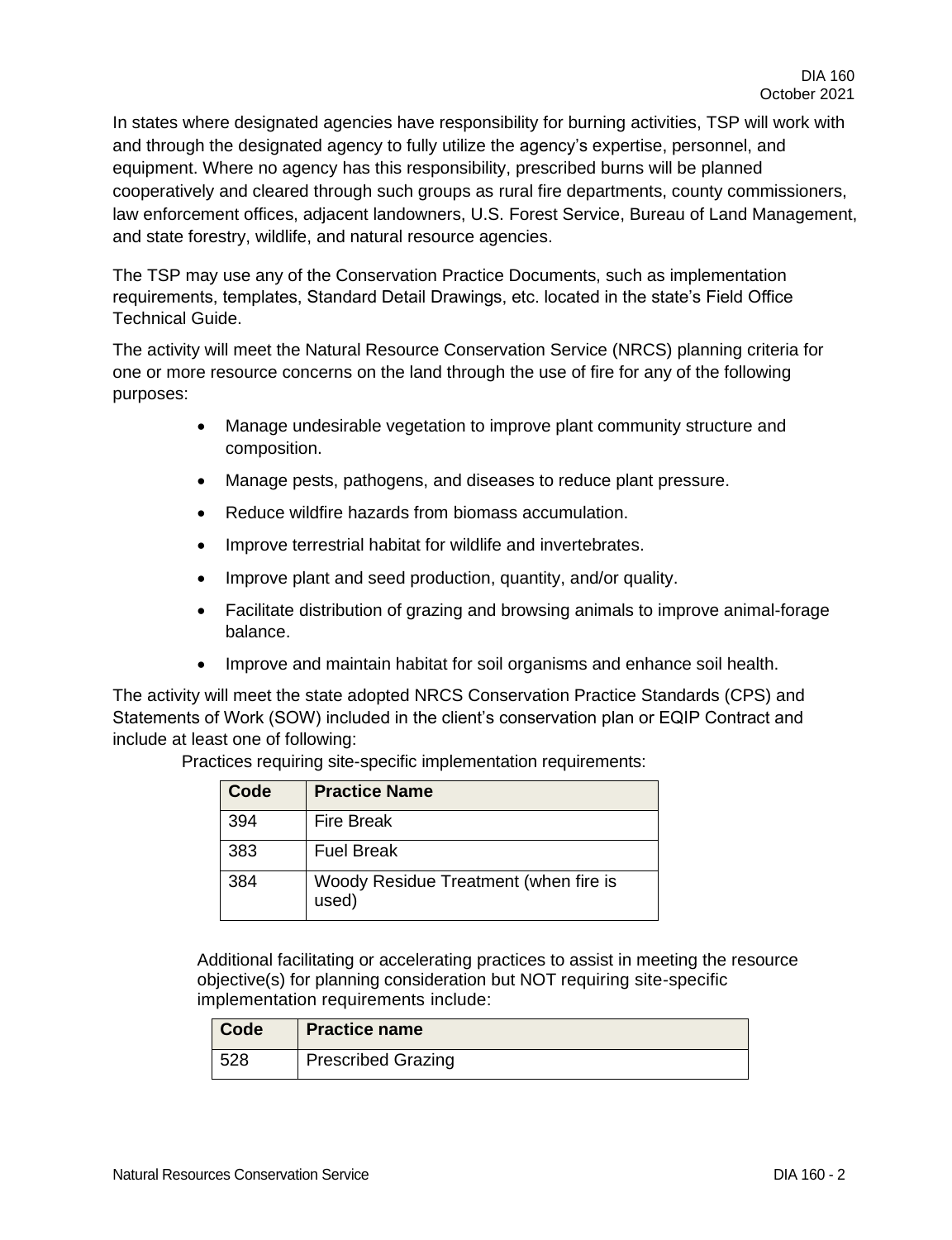In states where designated agencies have responsibility for burning activities, TSP will work with and through the designated agency to fully utilize the agency's expertise, personnel, and equipment. Where no agency has this responsibility, prescribed burns will be planned cooperatively and cleared through such groups as rural fire departments, county commissioners, law enforcement offices, adjacent landowners, U.S. Forest Service, Bureau of Land Management, and state forestry, wildlife, and natural resource agencies.

The TSP may use any of the Conservation Practice Documents, such as implementation requirements, templates, Standard Detail Drawings, etc. located in the state's Field Office Technical Guide.

The activity will meet the Natural Resource Conservation Service (NRCS) planning criteria for one or more resource concerns on the land through the use of fire for any of the following purposes:

- Manage undesirable vegetation to improve plant community structure and composition.
- Manage pests, pathogens, and diseases to reduce plant pressure.
- Reduce wildfire hazards from biomass accumulation.
- Improve terrestrial habitat for wildlife and invertebrates.
- Improve plant and seed production, quantity, and/or quality.
- Facilitate distribution of grazing and browsing animals to improve animal-forage balance.
- Improve and maintain habitat for soil organisms and enhance soil health.

The activity will meet the state adopted NRCS Conservation Practice Standards (CPS) and Statements of Work (SOW) included in the client's conservation plan or EQIP Contract and include at least one of following:

Practices requiring site-specific implementation requirements:

| Code | Practice Name |
|---|---|
| 394 | Fire Break |
| 383 | Fuel Break |
| 384 | Woody Residue Treatment (when fire is used) |

Additional facilitating or accelerating practices to assist in meeting the resource objective(s) for planning consideration but NOT requiring site-specific implementation requirements include:

| Code | Practice name |
|---|---|
| 528 | Prescribed Grazing |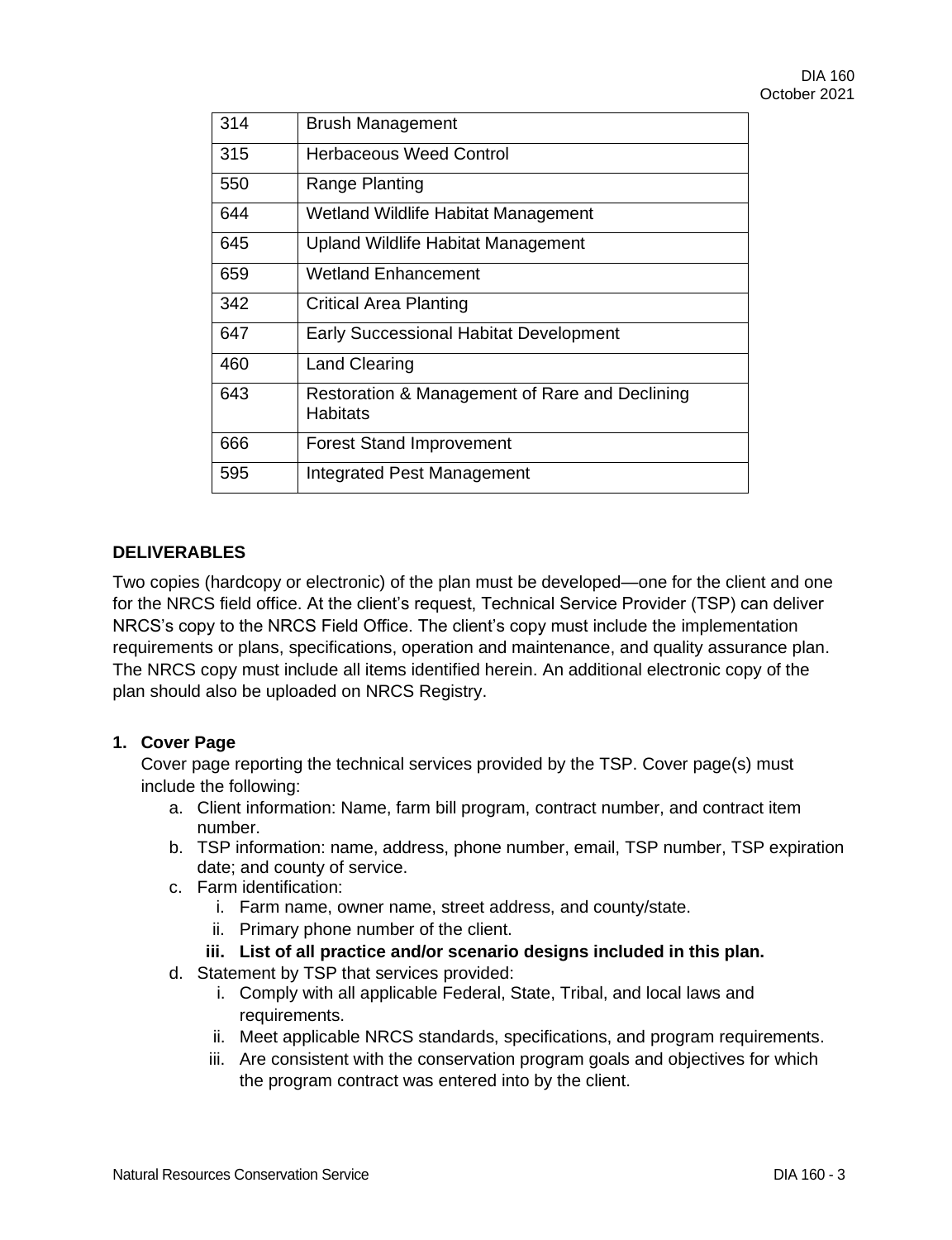| 314 | Brush Management |
|---|---|
| 315 | Herbaceous Weed Control |
| 550 | Range Planting |
| 644 | Wetland Wildlife Habitat Management |
| 645 | Upland Wildlife Habitat Management |
| 659 | Wetland Enhancement |
| 342 | Critical Area Planting |
| 647 | Early Successional Habitat Development |
| 460 | Land Clearing |
| 643 | Restoration & Management of Rare and Declining Habitats |
| 666 | Forest Stand Improvement |
| 595 | Integrated Pest Management |

## DELIVERABLES

Two copies (hardcopy or electronic) of the plan must be developed—one for the client and one for the NRCS field office. At the client's request, Technical Service Provider (TSP) can deliver NRCS's copy to the NRCS Field Office. The client's copy must include the implementation requirements or plans, specifications, operation and maintenance, and quality assurance plan. The NRCS copy must include all items identified herein. An additional electronic copy of the plan should also be uploaded on NRCS Registry.

**1. Cover Page**

Cover page reporting the technical services provided by the TSP. Cover page(s) must include the following:

a. Client information: Name, farm bill program, contract number, and contract item number.
b. TSP information: name, address, phone number, email, TSP number, TSP expiration date; and county of service.
c. Farm identification:
   i. Farm name, owner name, street address, and county/state.
   ii. Primary phone number of the client.
   **iii. List of all practice and/or scenario designs included in this plan.**
d. Statement by TSP that services provided:
   i. Comply with all applicable Federal, State, Tribal, and local laws and requirements.
   ii. Meet applicable NRCS standards, specifications, and program requirements.
   iii. Are consistent with the conservation program goals and objectives for which the program contract was entered into by the client.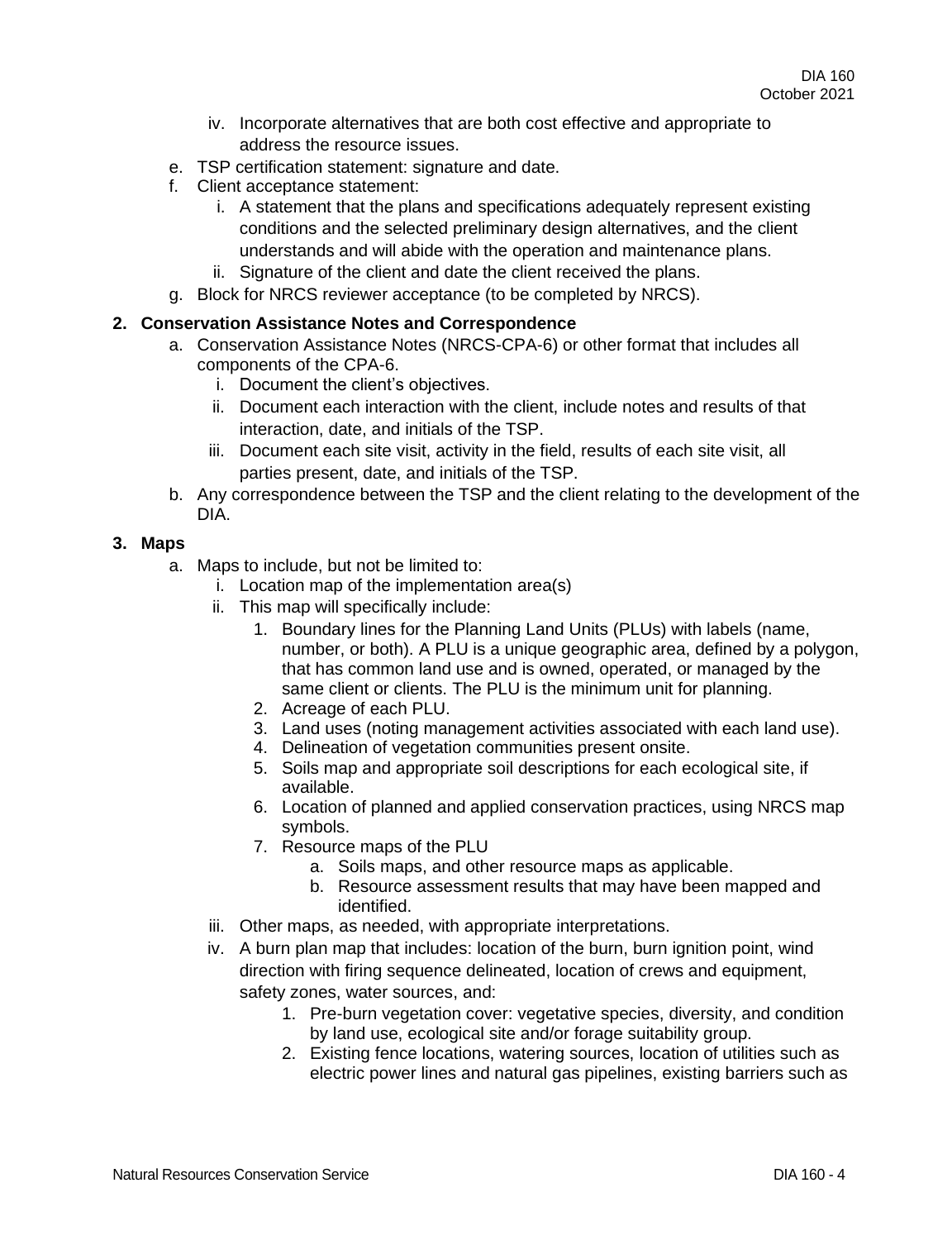iv. Incorporate alternatives that are both cost effective and appropriate to address the resource issues.

e. TSP certification statement: signature and date.
f. Client acceptance statement:
   i. A statement that the plans and specifications adequately represent existing conditions and the selected preliminary design alternatives, and the client understands and will abide with the operation and maintenance plans.
   ii. Signature of the client and date the client received the plans.
g. Block for NRCS reviewer acceptance (to be completed by NRCS).

**2. Conservation Assistance Notes and Correspondence**

a. Conservation Assistance Notes (NRCS-CPA-6) or other format that includes all components of the CPA-6.
   i. Document the client's objectives.
   ii. Document each interaction with the client, include notes and results of that interaction, date, and initials of the TSP.
   iii. Document each site visit, activity in the field, results of each site visit, all parties present, date, and initials of the TSP.
b. Any correspondence between the TSP and the client relating to the development of the DIA.

**3. Maps**

a. Maps to include, but not be limited to:
   i. Location map of the implementation area(s)
   ii. This map will specifically include:
      1. Boundary lines for the Planning Land Units (PLUs) with labels (name, number, or both). A PLU is a unique geographic area, defined by a polygon, that has common land use and is owned, operated, or managed by the same client or clients. The PLU is the minimum unit for planning.
      2. Acreage of each PLU.
      3. Land uses (noting management activities associated with each land use).
      4. Delineation of vegetation communities present onsite.
      5. Soils map and appropriate soil descriptions for each ecological site, if available.
      6. Location of planned and applied conservation practices, using NRCS map symbols.
      7. Resource maps of the PLU
         a. Soils maps, and other resource maps as applicable.
         b. Resource assessment results that may have been mapped and identified.
   iii. Other maps, as needed, with appropriate interpretations.
   iv. A burn plan map that includes: location of the burn, burn ignition point, wind direction with firing sequence delineated, location of crews and equipment, safety zones, water sources, and:
      1. Pre-burn vegetation cover: vegetative species, diversity, and condition by land use, ecological site and/or forage suitability group.
      2. Existing fence locations, watering sources, location of utilities such as electric power lines and natural gas pipelines, existing barriers such as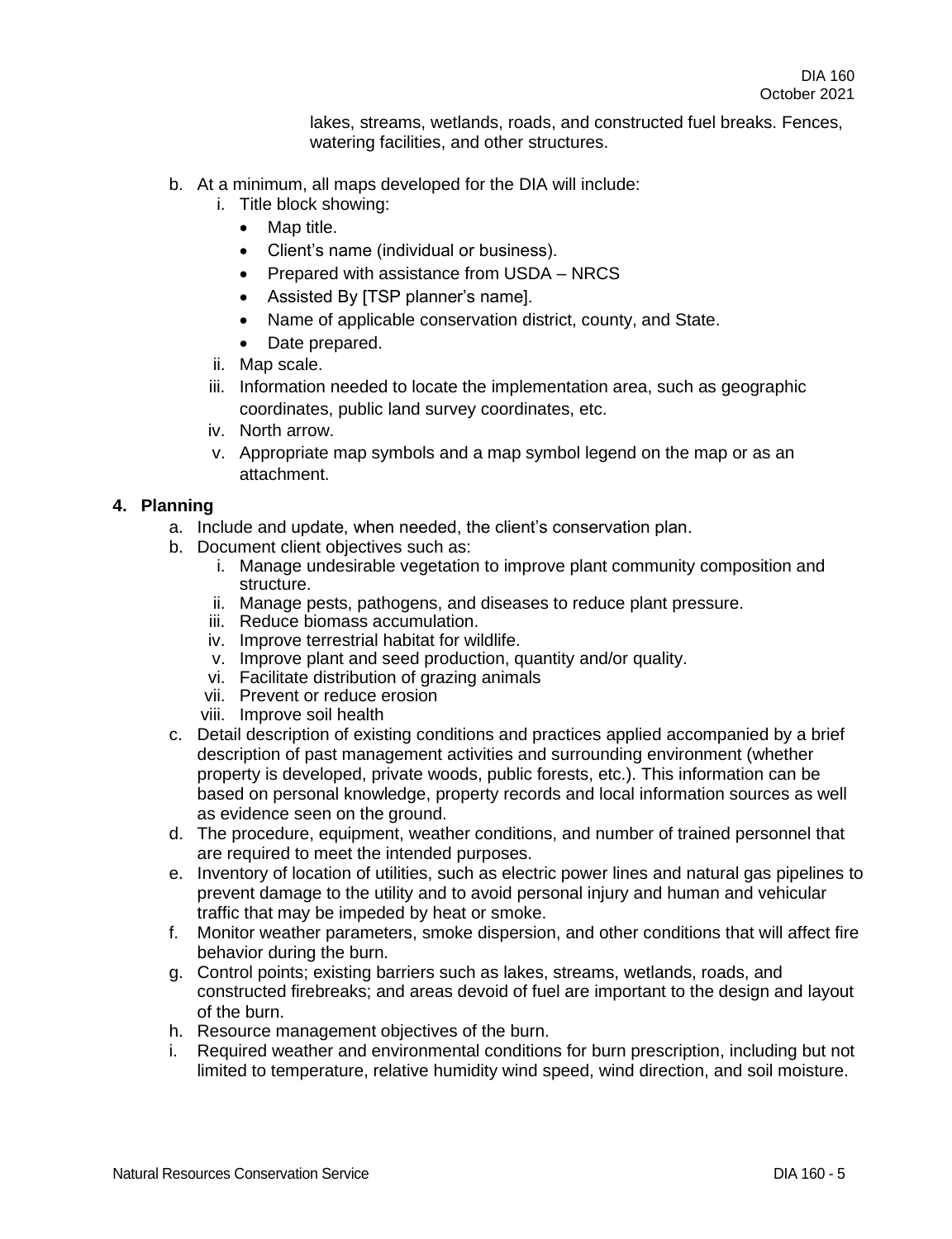lakes, streams, wetlands, roads, and constructed fuel breaks. Fences, watering facilities, and other structures.

b. At a minimum, all maps developed for the DIA will include:
   i. Title block showing:
      - Map title.
      - Client's name (individual or business).
      - Prepared with assistance from USDA – NRCS
      - Assisted By [TSP planner's name].
      - Name of applicable conservation district, county, and State.
      - Date prepared.
   ii. Map scale.
   iii. Information needed to locate the implementation area, such as geographic coordinates, public land survey coordinates, etc.
   iv. North arrow.
   v. Appropriate map symbols and a map symbol legend on the map or as an attachment.

**4. Planning**

a. Include and update, when needed, the client's conservation plan.
b. Document client objectives such as:
   i. Manage undesirable vegetation to improve plant community composition and structure.
   ii. Manage pests, pathogens, and diseases to reduce plant pressure.
   iii. Reduce biomass accumulation.
   iv. Improve terrestrial habitat for wildlife.
   v. Improve plant and seed production, quantity and/or quality.
   vi. Facilitate distribution of grazing animals
   vii. Prevent or reduce erosion
   viii. Improve soil health
c. Detail description of existing conditions and practices applied accompanied by a brief description of past management activities and surrounding environment (whether property is developed, private woods, public forests, etc.). This information can be based on personal knowledge, property records and local information sources as well as evidence seen on the ground.
d. The procedure, equipment, weather conditions, and number of trained personnel that are required to meet the intended purposes.
e. Inventory of location of utilities, such as electric power lines and natural gas pipelines to prevent damage to the utility and to avoid personal injury and human and vehicular traffic that may be impeded by heat or smoke.
f. Monitor weather parameters, smoke dispersion, and other conditions that will affect fire behavior during the burn.
g. Control points; existing barriers such as lakes, streams, wetlands, roads, and constructed firebreaks; and areas devoid of fuel are important to the design and layout of the burn.
h. Resource management objectives of the burn.
i. Required weather and environmental conditions for burn prescription, including but not limited to temperature, relative humidity wind speed, wind direction, and soil moisture.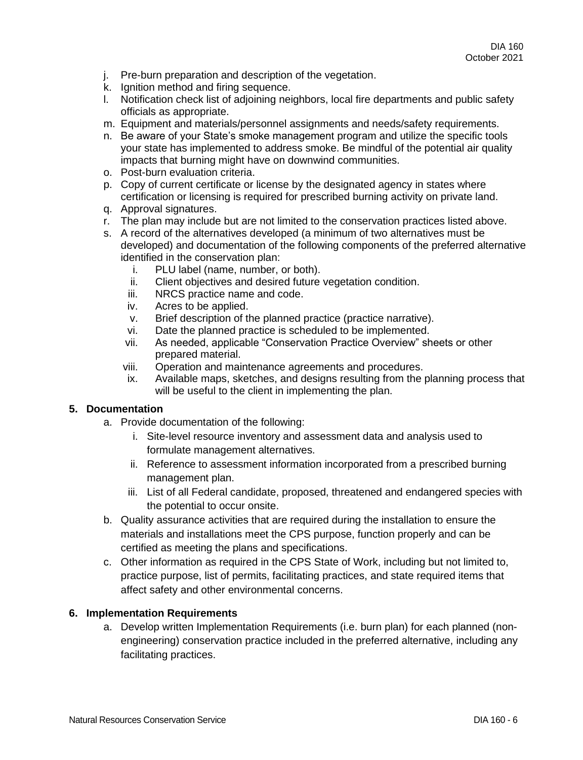j. Pre-burn preparation and description of the vegetation.
k. Ignition method and firing sequence.
l. Notification check list of adjoining neighbors, local fire departments and public safety officials as appropriate.
m. Equipment and materials/personnel assignments and needs/safety requirements.
n. Be aware of your State's smoke management program and utilize the specific tools your state has implemented to address smoke. Be mindful of the potential air quality impacts that burning might have on downwind communities.
o. Post-burn evaluation criteria.
p. Copy of current certificate or license by the designated agency in states where certification or licensing is required for prescribed burning activity on private land.
q. Approval signatures.
r. The plan may include but are not limited to the conservation practices listed above.
s. A record of the alternatives developed (a minimum of two alternatives must be developed) and documentation of the following components of the preferred alternative identified in the conservation plan:
    i. PLU label (name, number, or both).
    ii. Client objectives and desired future vegetation condition.
    iii. NRCS practice name and code.
    iv. Acres to be applied.
    v. Brief description of the planned practice (practice narrative).
    vi. Date the planned practice is scheduled to be implemented.
    vii. As needed, applicable "Conservation Practice Overview" sheets or other prepared material.
    viii. Operation and maintenance agreements and procedures.
    ix. Available maps, sketches, and designs resulting from the planning process that will be useful to the client in implementing the plan.

## 5. Documentation

a. Provide documentation of the following:
    i. Site-level resource inventory and assessment data and analysis used to formulate management alternatives.
    ii. Reference to assessment information incorporated from a prescribed burning management plan.
    iii. List of all Federal candidate, proposed, threatened and endangered species with the potential to occur onsite.
b. Quality assurance activities that are required during the installation to ensure the materials and installations meet the CPS purpose, function properly and can be certified as meeting the plans and specifications.
c. Other information as required in the CPS State of Work, including but not limited to, practice purpose, list of permits, facilitating practices, and state required items that affect safety and other environmental concerns.

## 6. Implementation Requirements

a. Develop written Implementation Requirements (i.e. burn plan) for each planned (non-engineering) conservation practice included in the preferred alternative, including any facilitating practices.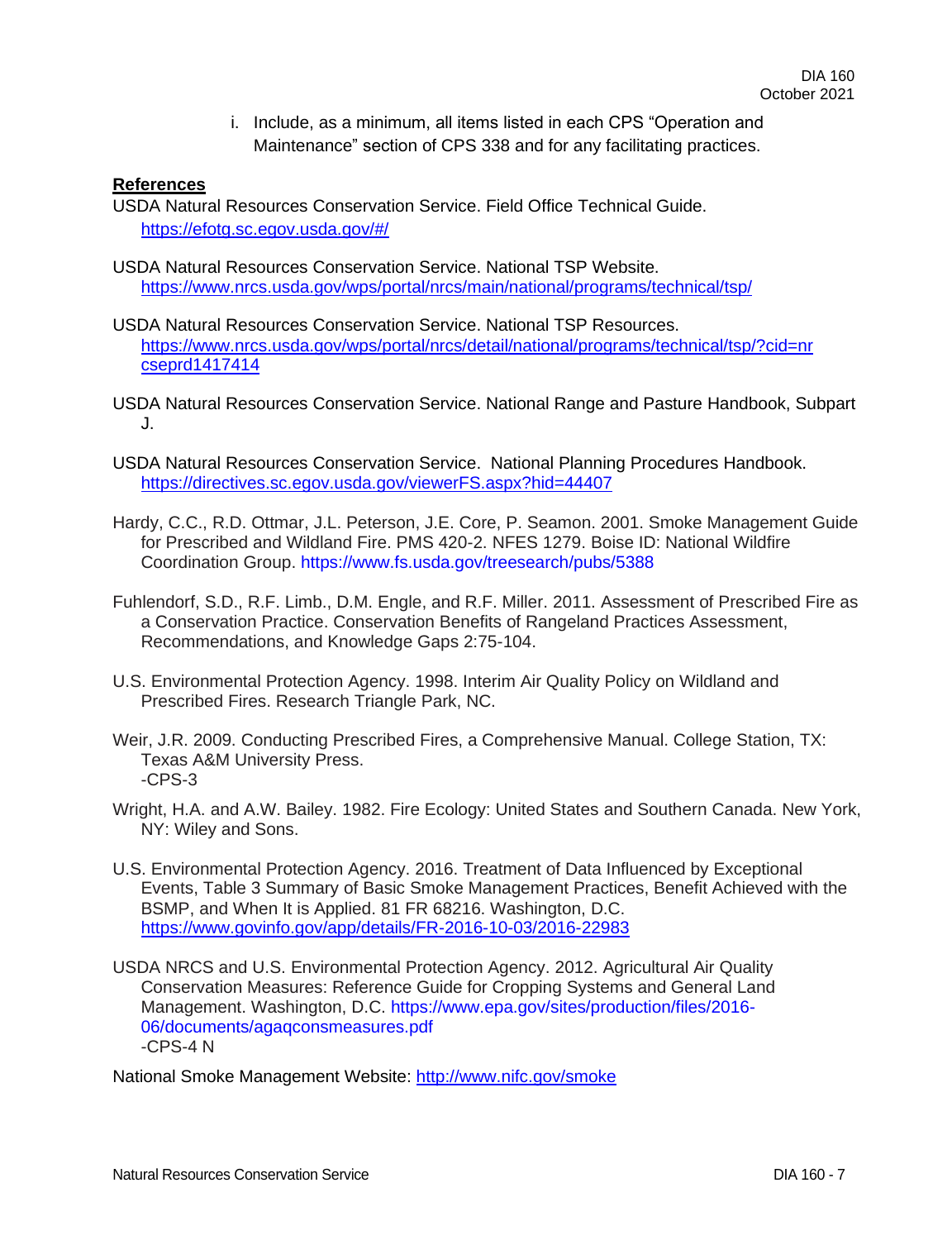i. Include, as a minimum, all items listed in each CPS "Operation and Maintenance" section of CPS 338 and for any facilitating practices.

## References

USDA Natural Resources Conservation Service. Field Office Technical Guide. https://efotg.sc.egov.usda.gov/#/

USDA Natural Resources Conservation Service. National TSP Website. https://www.nrcs.usda.gov/wps/portal/nrcs/main/national/programs/technical/tsp/

USDA Natural Resources Conservation Service. National TSP Resources. https://www.nrcs.usda.gov/wps/portal/nrcs/detail/national/programs/technical/tsp/?cid=nrcseprd1417414

USDA Natural Resources Conservation Service. National Range and Pasture Handbook, Subpart J.

USDA Natural Resources Conservation Service. National Planning Procedures Handbook. https://directives.sc.egov.usda.gov/viewerFS.aspx?hid=44407

Hardy, C.C., R.D. Ottmar, J.L. Peterson, J.E. Core, P. Seamon. 2001. Smoke Management Guide for Prescribed and Wildland Fire. PMS 420-2. NFES 1279. Boise ID: National Wildfire Coordination Group. https://www.fs.usda.gov/treesearch/pubs/5388

Fuhlendorf, S.D., R.F. Limb., D.M. Engle, and R.F. Miller. 2011. Assessment of Prescribed Fire as a Conservation Practice. Conservation Benefits of Rangeland Practices Assessment, Recommendations, and Knowledge Gaps 2:75-104.

U.S. Environmental Protection Agency. 1998. Interim Air Quality Policy on Wildland and Prescribed Fires. Research Triangle Park, NC.

Weir, J.R. 2009. Conducting Prescribed Fires, a Comprehensive Manual. College Station, TX: Texas A&M University Press.
-CPS-3

Wright, H.A. and A.W. Bailey. 1982. Fire Ecology: United States and Southern Canada. New York, NY: Wiley and Sons.

U.S. Environmental Protection Agency. 2016. Treatment of Data Influenced by Exceptional Events, Table 3 Summary of Basic Smoke Management Practices, Benefit Achieved with the BSMP, and When It is Applied. 81 FR 68216. Washington, D.C. https://www.govinfo.gov/app/details/FR-2016-10-03/2016-22983

USDA NRCS and U.S. Environmental Protection Agency. 2012. Agricultural Air Quality Conservation Measures: Reference Guide for Cropping Systems and General Land Management. Washington, D.C. https://www.epa.gov/sites/production/files/2016-06/documents/agaqconsmeasures.pdf
-CPS-4 N

National Smoke Management Website: http://www.nifc.gov/smoke